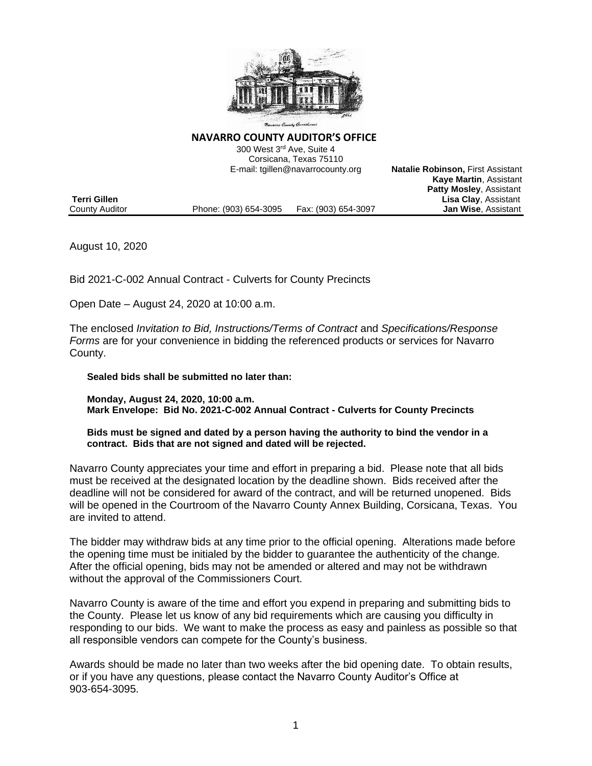**NAVARRO COUNTY AUDITOR'S OFFICE**

300 West 3rd Ave, Suite 4
Corsicana, Texas 75110
E-mail: tgillen@navarrocounty.org

**Natalie Robinson,** First Assistant
**Kaye Martin**, Assistant
**Patty Mosley**, Assistant
**Lisa Clay**, Assistant
**Jan Wise**, Assistant

**Terri Gillen**
County Auditor

Phone: (903) 654-3095 Fax: (903) 654-3097

August 10, 2020

Bid 2021-C-002 Annual Contract - Culverts for County Precincts

Open Date – August 24, 2020 at 10:00 a.m.

The enclosed *Invitation to Bid, Instructions/Terms of Contract* and *Specifications/Response Forms* are for your convenience in bidding the referenced products or services for Navarro County.

**Sealed bids shall be submitted no later than:**

**Monday, August 24, 2020, 10:00 a.m.**
**Mark Envelope: Bid No. 2021-C-002 Annual Contract - Culverts for County Precincts**

**Bids must be signed and dated by a person having the authority to bind the vendor in a contract. Bids that are not signed and dated will be rejected.**

Navarro County appreciates your time and effort in preparing a bid. Please note that all bids must be received at the designated location by the deadline shown. Bids received after the deadline will not be considered for award of the contract, and will be returned unopened. Bids will be opened in the Courtroom of the Navarro County Annex Building, Corsicana, Texas. You are invited to attend.

The bidder may withdraw bids at any time prior to the official opening. Alterations made before the opening time must be initialed by the bidder to guarantee the authenticity of the change. After the official opening, bids may not be amended or altered and may not be withdrawn without the approval of the Commissioners Court.

Navarro County is aware of the time and effort you expend in preparing and submitting bids to the County. Please let us know of any bid requirements which are causing you difficulty in responding to our bids. We want to make the process as easy and painless as possible so that all responsible vendors can compete for the County's business.

Awards should be made no later than two weeks after the bid opening date. To obtain results, or if you have any questions, please contact the Navarro County Auditor's Office at 903-654-3095.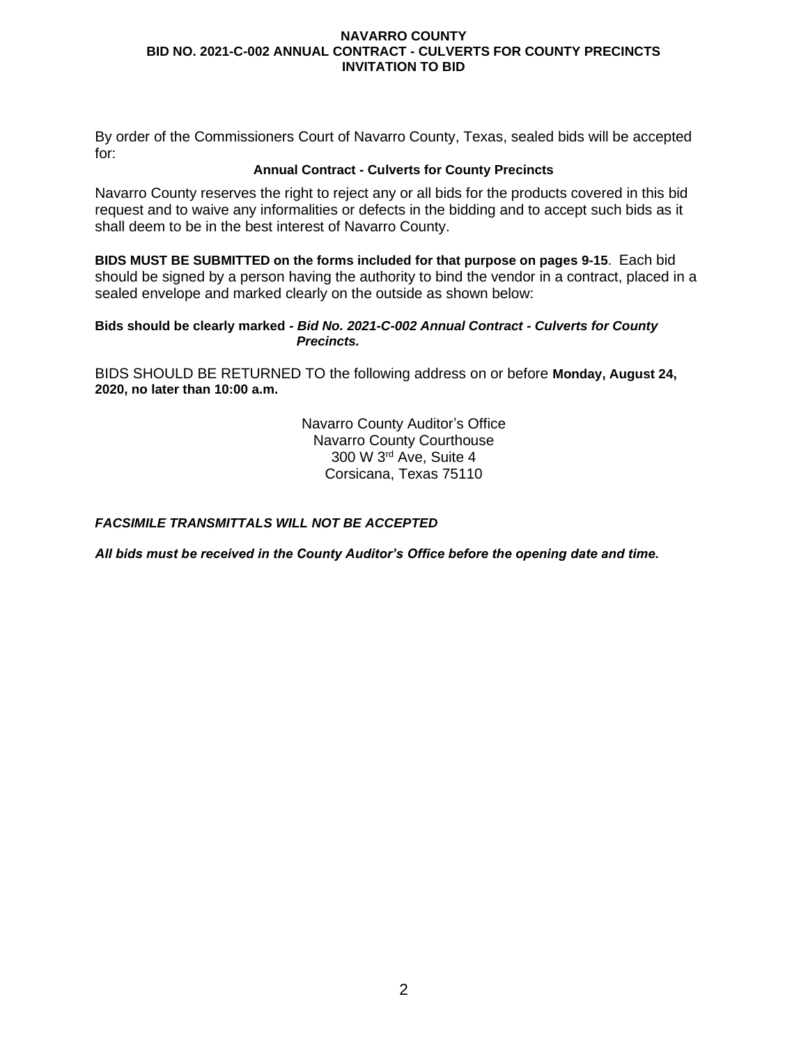**NAVARRO COUNTY**
**BID NO. 2021-C-002 ANNUAL CONTRACT - CULVERTS FOR COUNTY PRECINCTS**
**INVITATION TO BID**

By order of the Commissioners Court of Navarro County, Texas, sealed bids will be accepted for:

**Annual Contract - Culverts for County Precincts**

Navarro County reserves the right to reject any or all bids for the products covered in this bid request and to waive any informalities or defects in the bidding and to accept such bids as it shall deem to be in the best interest of Navarro County.

**BIDS MUST BE SUBMITTED on the forms included for that purpose on pages 9-15**. Each bid should be signed by a person having the authority to bind the vendor in a contract, placed in a sealed envelope and marked clearly on the outside as shown below:

**Bids should be clearly marked -** ***Bid No. 2021-C-002 Annual Contract - Culverts for County Precincts.***

BIDS SHOULD BE RETURNED TO the following address on or before **Monday, August 24, 2020, no later than 10:00 a.m.**

Navarro County Auditor's Office
Navarro County Courthouse
300 W 3rd Ave, Suite 4
Corsicana, Texas 75110

***FACSIMILE TRANSMITTALS WILL NOT BE ACCEPTED***

***All bids must be received in the County Auditor's Office before the opening date and time.***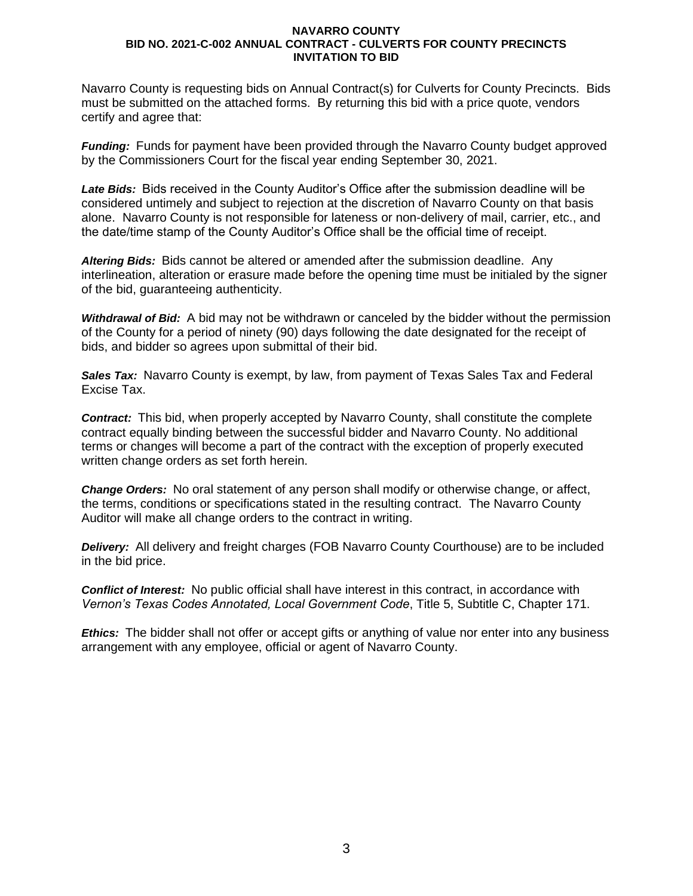# NAVARRO COUNTY
## BID NO. 2021-C-002 ANNUAL CONTRACT - CULVERTS FOR COUNTY PRECINCTS
## INVITATION TO BID

Navarro County is requesting bids on Annual Contract(s) for Culverts for County Precincts. Bids must be submitted on the attached forms. By returning this bid with a price quote, vendors certify and agree that:

***Funding:*** Funds for payment have been provided through the Navarro County budget approved by the Commissioners Court for the fiscal year ending September 30, 2021.

***Late Bids:*** Bids received in the County Auditor's Office after the submission deadline will be considered untimely and subject to rejection at the discretion of Navarro County on that basis alone. Navarro County is not responsible for lateness or non-delivery of mail, carrier, etc., and the date/time stamp of the County Auditor's Office shall be the official time of receipt.

***Altering Bids:*** Bids cannot be altered or amended after the submission deadline. Any interlineation, alteration or erasure made before the opening time must be initialed by the signer of the bid, guaranteeing authenticity.

***Withdrawal of Bid:*** A bid may not be withdrawn or canceled by the bidder without the permission of the County for a period of ninety (90) days following the date designated for the receipt of bids, and bidder so agrees upon submittal of their bid.

***Sales Tax:*** Navarro County is exempt, by law, from payment of Texas Sales Tax and Federal Excise Tax.

***Contract:*** This bid, when properly accepted by Navarro County, shall constitute the complete contract equally binding between the successful bidder and Navarro County. No additional terms or changes will become a part of the contract with the exception of properly executed written change orders as set forth herein.

***Change Orders:*** No oral statement of any person shall modify or otherwise change, or affect, the terms, conditions or specifications stated in the resulting contract. The Navarro County Auditor will make all change orders to the contract in writing.

***Delivery:*** All delivery and freight charges (FOB Navarro County Courthouse) are to be included in the bid price.

***Conflict of Interest:*** No public official shall have interest in this contract, in accordance with *Vernon's Texas Codes Annotated, Local Government Code*, Title 5, Subtitle C, Chapter 171.

***Ethics:*** The bidder shall not offer or accept gifts or anything of value nor enter into any business arrangement with any employee, official or agent of Navarro County.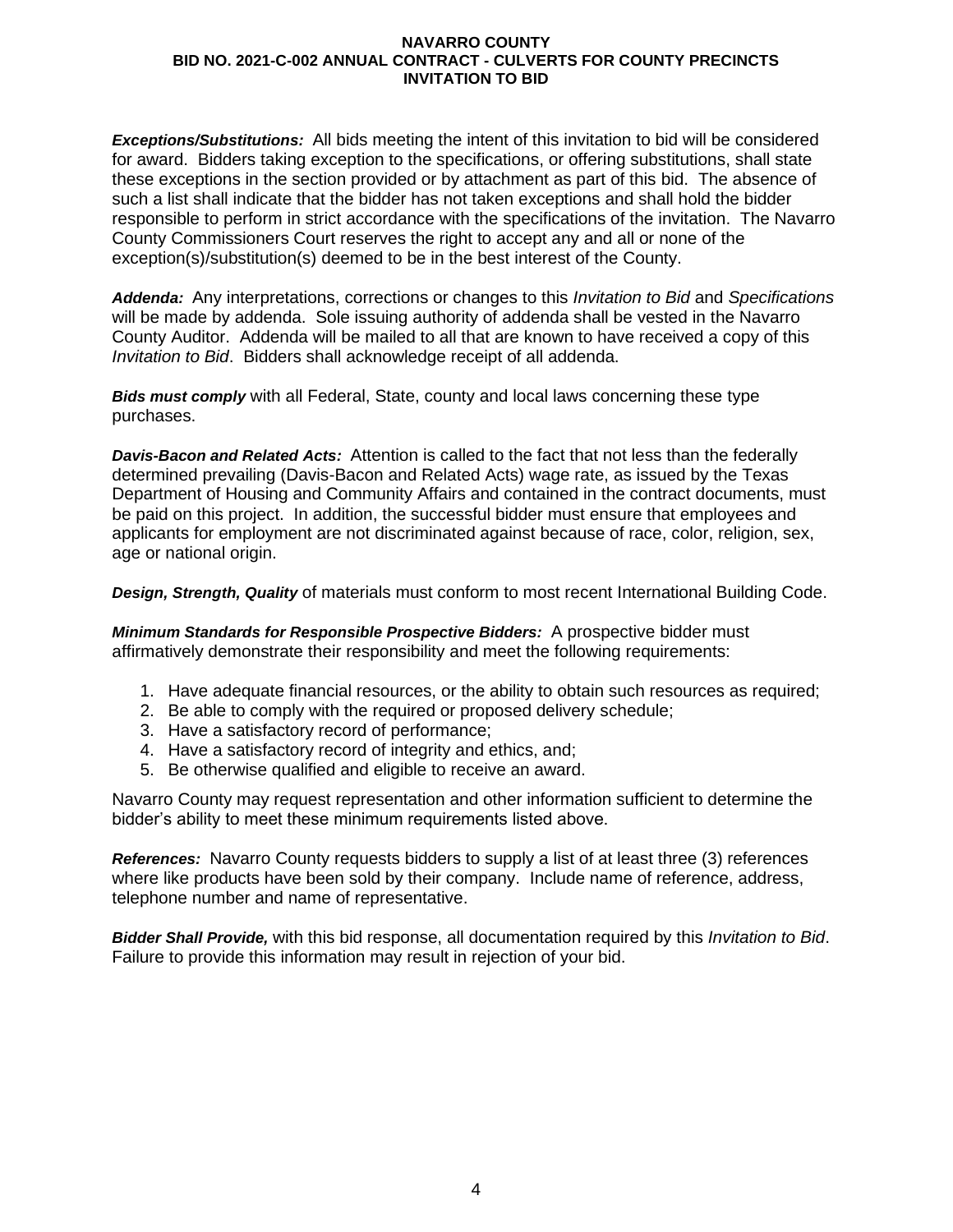***Exceptions/Substitutions:*** All bids meeting the intent of this invitation to bid will be considered for award. Bidders taking exception to the specifications, or offering substitutions, shall state these exceptions in the section provided or by attachment as part of this bid. The absence of such a list shall indicate that the bidder has not taken exceptions and shall hold the bidder responsible to perform in strict accordance with the specifications of the invitation. The Navarro County Commissioners Court reserves the right to accept any and all or none of the exception(s)/substitution(s) deemed to be in the best interest of the County.

***Addenda:*** Any interpretations, corrections or changes to this *Invitation to Bid* and *Specifications* will be made by addenda. Sole issuing authority of addenda shall be vested in the Navarro County Auditor. Addenda will be mailed to all that are known to have received a copy of this *Invitation to Bid*. Bidders shall acknowledge receipt of all addenda.

***Bids must comply*** with all Federal, State, county and local laws concerning these type purchases.

***Davis-Bacon and Related Acts:*** Attention is called to the fact that not less than the federally determined prevailing (Davis-Bacon and Related Acts) wage rate, as issued by the Texas Department of Housing and Community Affairs and contained in the contract documents, must be paid on this project. In addition, the successful bidder must ensure that employees and applicants for employment are not discriminated against because of race, color, religion, sex, age or national origin.

***Design, Strength, Quality*** of materials must conform to most recent International Building Code.

***Minimum Standards for Responsible Prospective Bidders:*** A prospective bidder must affirmatively demonstrate their responsibility and meet the following requirements:

1. Have adequate financial resources, or the ability to obtain such resources as required;
2. Be able to comply with the required or proposed delivery schedule;
3. Have a satisfactory record of performance;
4. Have a satisfactory record of integrity and ethics, and;
5. Be otherwise qualified and eligible to receive an award.

Navarro County may request representation and other information sufficient to determine the bidder's ability to meet these minimum requirements listed above.

***References:*** Navarro County requests bidders to supply a list of at least three (3) references where like products have been sold by their company. Include name of reference, address, telephone number and name of representative.

***Bidder Shall Provide,*** with this bid response, all documentation required by this *Invitation to Bid*. Failure to provide this information may result in rejection of your bid.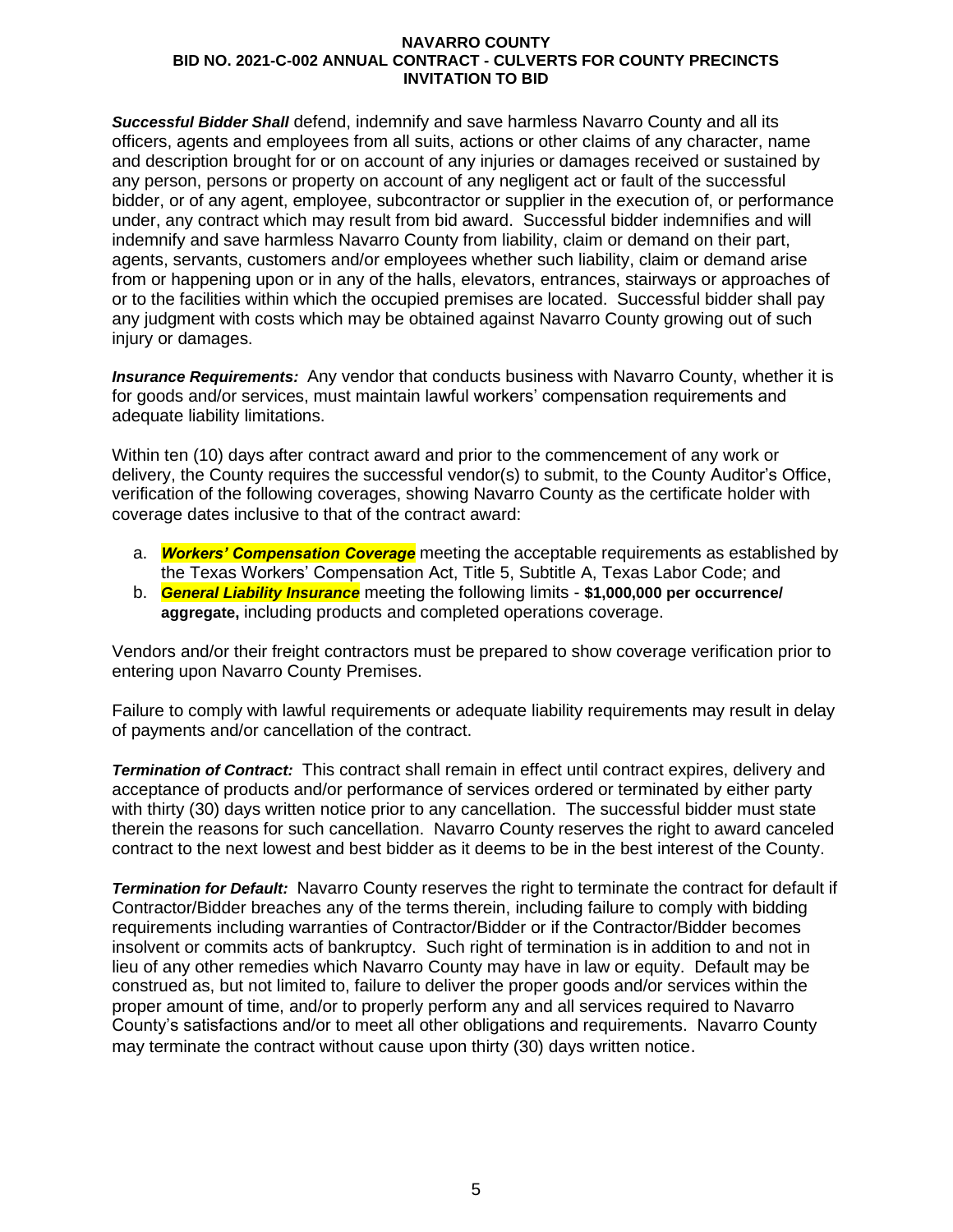***Successful Bidder Shall*** defend, indemnify and save harmless Navarro County and all its officers, agents and employees from all suits, actions or other claims of any character, name and description brought for or on account of any injuries or damages received or sustained by any person, persons or property on account of any negligent act or fault of the successful bidder, or of any agent, employee, subcontractor or supplier in the execution of, or performance under, any contract which may result from bid award. Successful bidder indemnifies and will indemnify and save harmless Navarro County from liability, claim or demand on their part, agents, servants, customers and/or employees whether such liability, claim or demand arise from or happening upon or in any of the halls, elevators, entrances, stairways or approaches of or to the facilities within which the occupied premises are located. Successful bidder shall pay any judgment with costs which may be obtained against Navarro County growing out of such injury or damages.

***Insurance Requirements:*** Any vendor that conducts business with Navarro County, whether it is for goods and/or services, must maintain lawful workers' compensation requirements and adequate liability limitations.

Within ten (10) days after contract award and prior to the commencement of any work or delivery, the County requires the successful vendor(s) to submit, to the County Auditor's Office, verification of the following coverages, showing Navarro County as the certificate holder with coverage dates inclusive to that of the contract award:

a. ***Workers' Compensation Coverage*** meeting the acceptable requirements as established by the Texas Workers' Compensation Act, Title 5, Subtitle A, Texas Labor Code; and
b. ***General Liability Insurance*** meeting the following limits - **$1,000,000 per occurrence/ aggregate,** including products and completed operations coverage.

Vendors and/or their freight contractors must be prepared to show coverage verification prior to entering upon Navarro County Premises.

Failure to comply with lawful requirements or adequate liability requirements may result in delay of payments and/or cancellation of the contract.

***Termination of Contract:*** This contract shall remain in effect until contract expires, delivery and acceptance of products and/or performance of services ordered or terminated by either party with thirty (30) days written notice prior to any cancellation. The successful bidder must state therein the reasons for such cancellation. Navarro County reserves the right to award canceled contract to the next lowest and best bidder as it deems to be in the best interest of the County.

***Termination for Default:*** Navarro County reserves the right to terminate the contract for default if Contractor/Bidder breaches any of the terms therein, including failure to comply with bidding requirements including warranties of Contractor/Bidder or if the Contractor/Bidder becomes insolvent or commits acts of bankruptcy. Such right of termination is in addition to and not in lieu of any other remedies which Navarro County may have in law or equity. Default may be construed as, but not limited to, failure to deliver the proper goods and/or services within the proper amount of time, and/or to properly perform any and all services required to Navarro County's satisfactions and/or to meet all other obligations and requirements. Navarro County may terminate the contract without cause upon thirty (30) days written notice.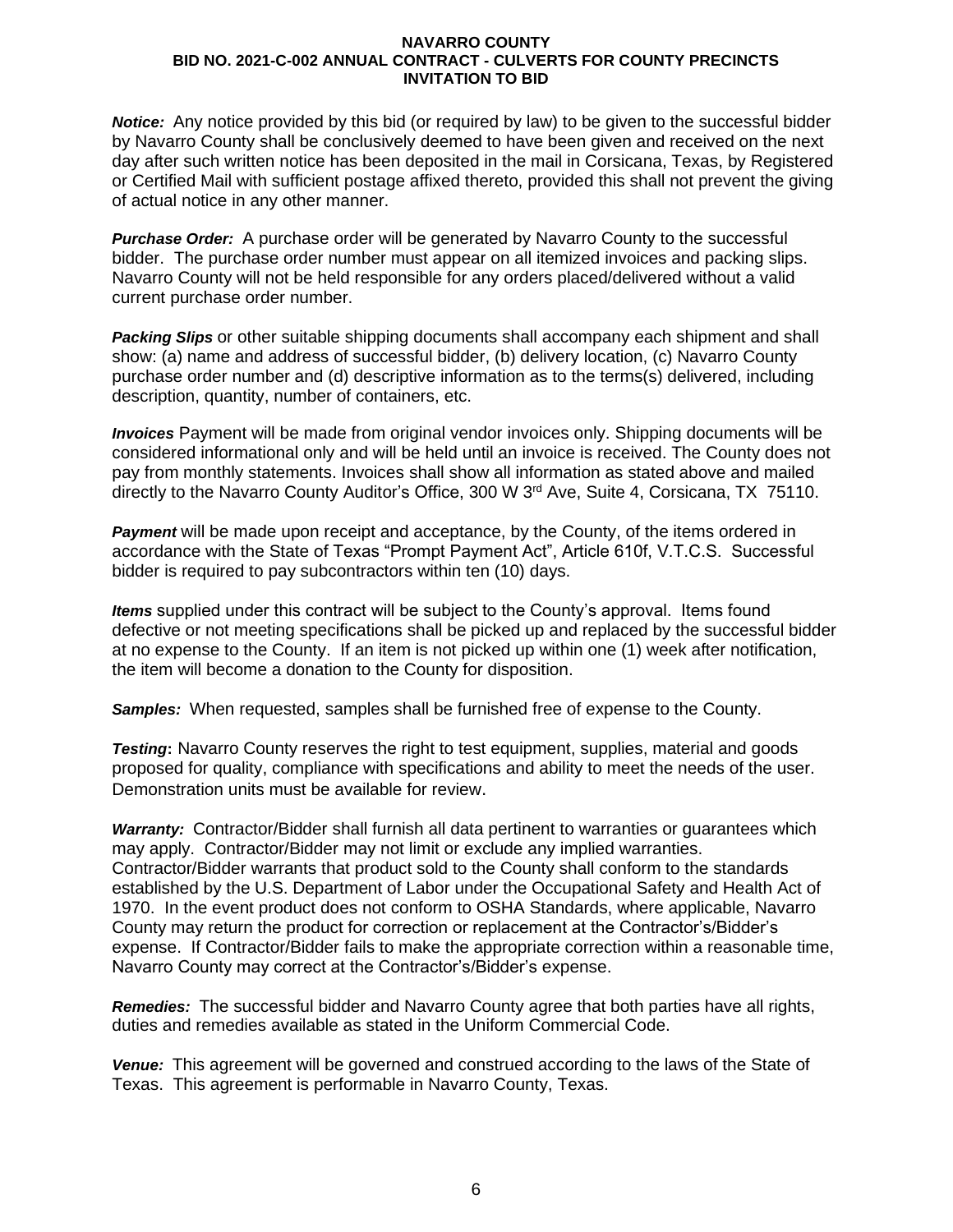***Notice:*** Any notice provided by this bid (or required by law) to be given to the successful bidder by Navarro County shall be conclusively deemed to have been given and received on the next day after such written notice has been deposited in the mail in Corsicana, Texas, by Registered or Certified Mail with sufficient postage affixed thereto, provided this shall not prevent the giving of actual notice in any other manner.

***Purchase Order:*** A purchase order will be generated by Navarro County to the successful bidder. The purchase order number must appear on all itemized invoices and packing slips. Navarro County will not be held responsible for any orders placed/delivered without a valid current purchase order number.

***Packing Slips*** or other suitable shipping documents shall accompany each shipment and shall show: (a) name and address of successful bidder, (b) delivery location, (c) Navarro County purchase order number and (d) descriptive information as to the terms(s) delivered, including description, quantity, number of containers, etc.

***Invoices*** Payment will be made from original vendor invoices only. Shipping documents will be considered informational only and will be held until an invoice is received. The County does not pay from monthly statements. Invoices shall show all information as stated above and mailed directly to the Navarro County Auditor's Office, 300 W 3rd Ave, Suite 4, Corsicana, TX 75110.

***Payment*** will be made upon receipt and acceptance, by the County, of the items ordered in accordance with the State of Texas "Prompt Payment Act", Article 610f, V.T.C.S. Successful bidder is required to pay subcontractors within ten (10) days.

***Items*** supplied under this contract will be subject to the County's approval. Items found defective or not meeting specifications shall be picked up and replaced by the successful bidder at no expense to the County. If an item is not picked up within one (1) week after notification, the item will become a donation to the County for disposition.

***Samples:*** When requested, samples shall be furnished free of expense to the County.

***Testing*:** Navarro County reserves the right to test equipment, supplies, material and goods proposed for quality, compliance with specifications and ability to meet the needs of the user. Demonstration units must be available for review.

***Warranty:*** Contractor/Bidder shall furnish all data pertinent to warranties or guarantees which may apply. Contractor/Bidder may not limit or exclude any implied warranties. Contractor/Bidder warrants that product sold to the County shall conform to the standards established by the U.S. Department of Labor under the Occupational Safety and Health Act of 1970. In the event product does not conform to OSHA Standards, where applicable, Navarro County may return the product for correction or replacement at the Contractor's/Bidder's expense. If Contractor/Bidder fails to make the appropriate correction within a reasonable time, Navarro County may correct at the Contractor's/Bidder's expense.

***Remedies:*** The successful bidder and Navarro County agree that both parties have all rights, duties and remedies available as stated in the Uniform Commercial Code.

***Venue:*** This agreement will be governed and construed according to the laws of the State of Texas. This agreement is performable in Navarro County, Texas.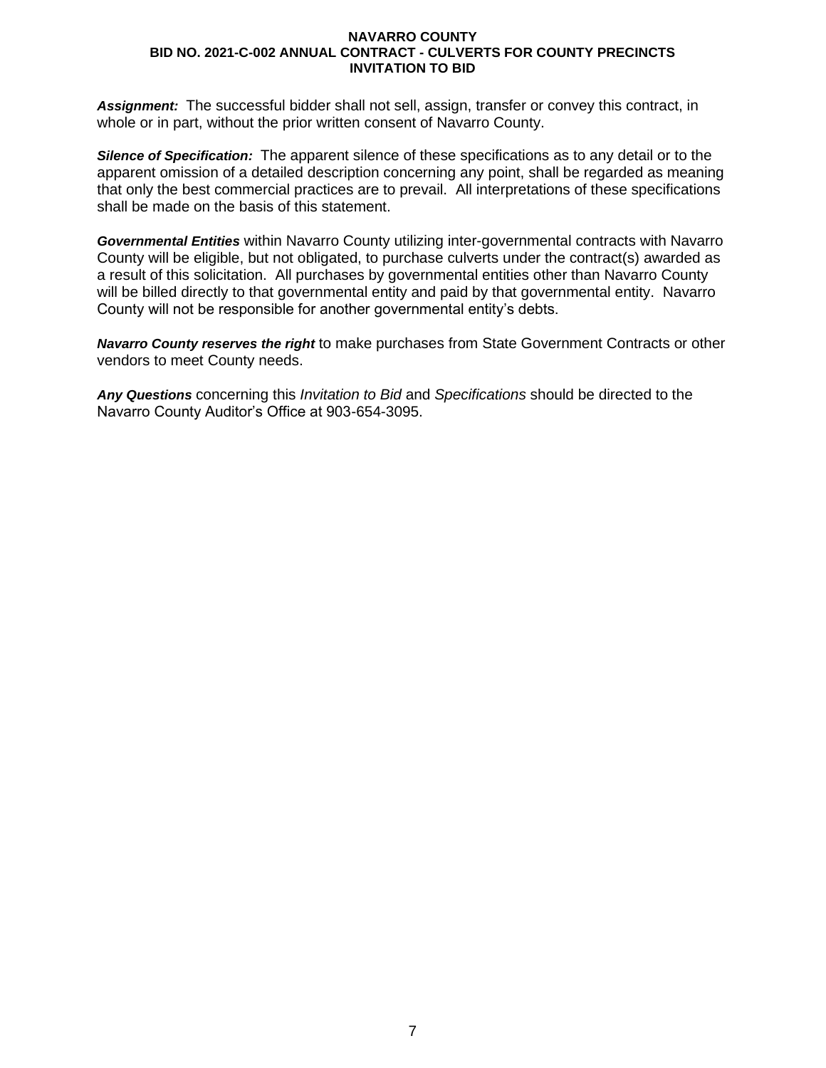***Assignment:*** The successful bidder shall not sell, assign, transfer or convey this contract, in whole or in part, without the prior written consent of Navarro County.

***Silence of Specification:*** The apparent silence of these specifications as to any detail or to the apparent omission of a detailed description concerning any point, shall be regarded as meaning that only the best commercial practices are to prevail. All interpretations of these specifications shall be made on the basis of this statement.

***Governmental Entities*** within Navarro County utilizing inter-governmental contracts with Navarro County will be eligible, but not obligated, to purchase culverts under the contract(s) awarded as a result of this solicitation. All purchases by governmental entities other than Navarro County will be billed directly to that governmental entity and paid by that governmental entity. Navarro County will not be responsible for another governmental entity's debts.

***Navarro County reserves the right*** to make purchases from State Government Contracts or other vendors to meet County needs.

***Any Questions*** concerning this *Invitation to Bid* and *Specifications* should be directed to the Navarro County Auditor's Office at 903-654-3095.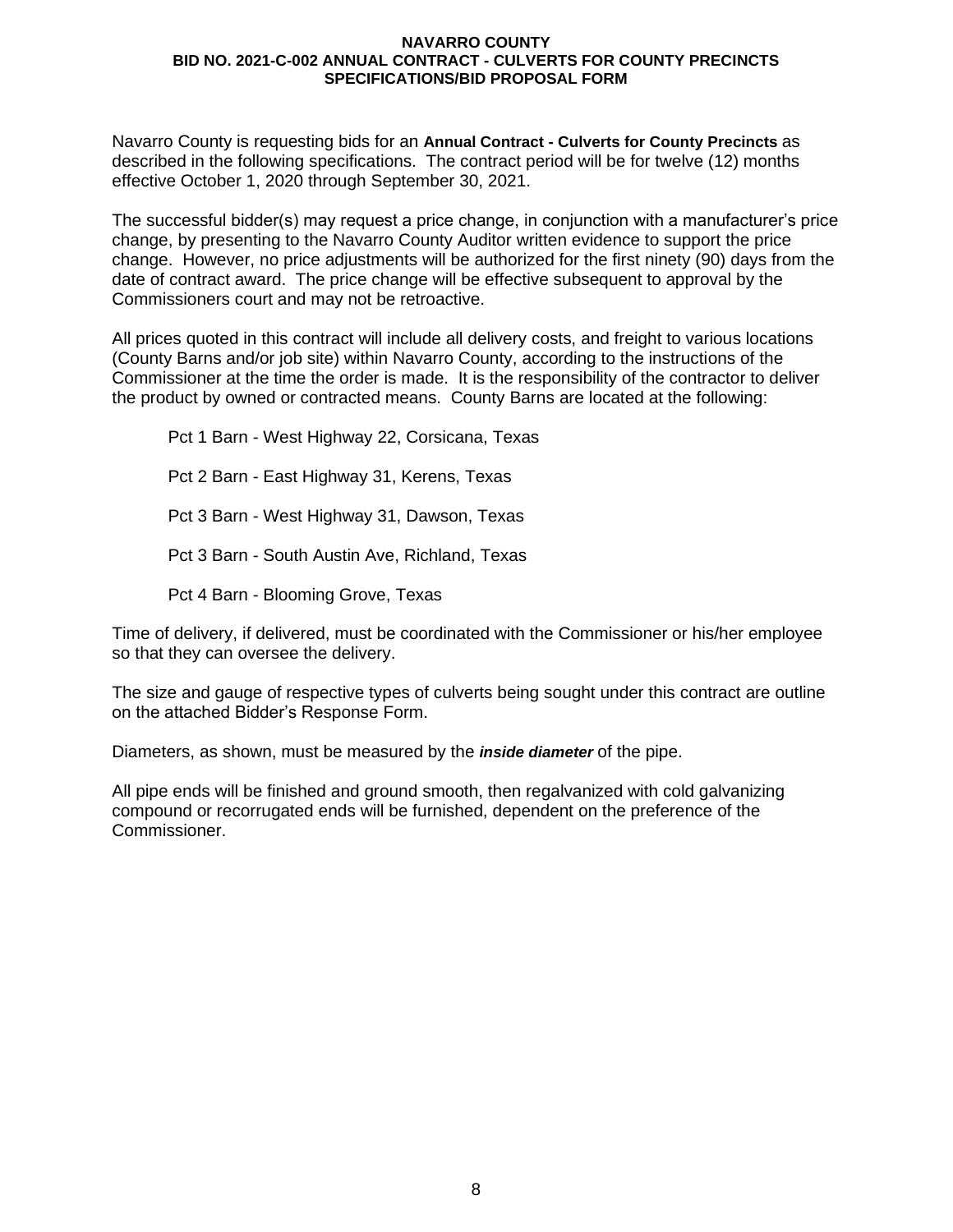**NAVARRO COUNTY**
**BID NO. 2021-C-002 ANNUAL CONTRACT - CULVERTS FOR COUNTY PRECINCTS**
**SPECIFICATIONS/BID PROPOSAL FORM**

Navarro County is requesting bids for an **Annual Contract - Culverts for County Precincts** as described in the following specifications. The contract period will be for twelve (12) months effective October 1, 2020 through September 30, 2021.

The successful bidder(s) may request a price change, in conjunction with a manufacturer's price change, by presenting to the Navarro County Auditor written evidence to support the price change. However, no price adjustments will be authorized for the first ninety (90) days from the date of contract award. The price change will be effective subsequent to approval by the Commissioners court and may not be retroactive.

All prices quoted in this contract will include all delivery costs, and freight to various locations (County Barns and/or job site) within Navarro County, according to the instructions of the Commissioner at the time the order is made. It is the responsibility of the contractor to deliver the product by owned or contracted means. County Barns are located at the following:

Pct 1 Barn - West Highway 22, Corsicana, Texas

Pct 2 Barn - East Highway 31, Kerens, Texas

Pct 3 Barn - West Highway 31, Dawson, Texas

Pct 3 Barn - South Austin Ave, Richland, Texas

Pct 4 Barn - Blooming Grove, Texas

Time of delivery, if delivered, must be coordinated with the Commissioner or his/her employee so that they can oversee the delivery.

The size and gauge of respective types of culverts being sought under this contract are outline on the attached Bidder's Response Form.

Diameters, as shown, must be measured by the ***inside diameter*** of the pipe.

All pipe ends will be finished and ground smooth, then regalvanized with cold galvanizing compound or recorrugated ends will be furnished, dependent on the preference of the Commissioner.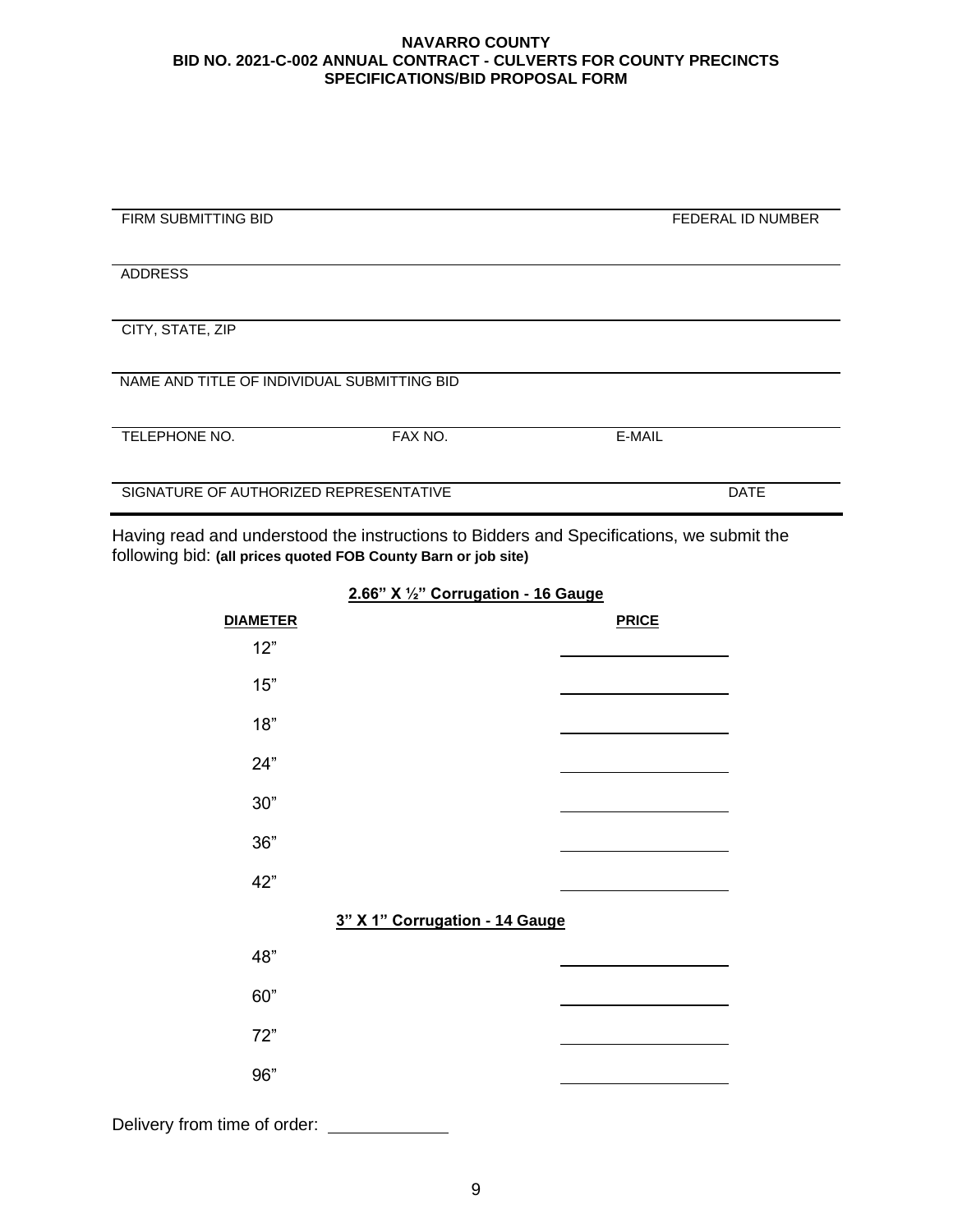**NAVARRO COUNTY**
**BID NO. 2021-C-002 ANNUAL CONTRACT - CULVERTS FOR COUNTY PRECINCTS**
**SPECIFICATIONS/BID PROPOSAL FORM**

| | |
|---|---|
| FIRM SUBMITTING BID | FEDERAL ID NUMBER |
| ADDRESS | |
| CITY, STATE, ZIP | |
| NAME AND TITLE OF INDIVIDUAL SUBMITTING BID | |

| | | |
|---|---|---|
| TELEPHONE NO. | FAX NO. | E-MAIL |
| SIGNATURE OF AUTHORIZED REPRESENTATIVE | | DATE |

Having read and understood the instructions to Bidders and Specifications, we submit the following bid: **(all prices quoted FOB County Barn or job site)**

**2.66" X ½" Corrugation - 16 Gauge**

| DIAMETER | PRICE |
|---|---|
| 12" | |
| 15" | |
| 18" | |
| 24" | |
| 30" | |
| 36" | |
| 42" | |

**3" X 1" Corrugation - 14 Gauge**

| DIAMETER | PRICE |
|---|---|
| 48" | |
| 60" | |
| 72" | |
| 96" | |

Delivery from time of order: ____________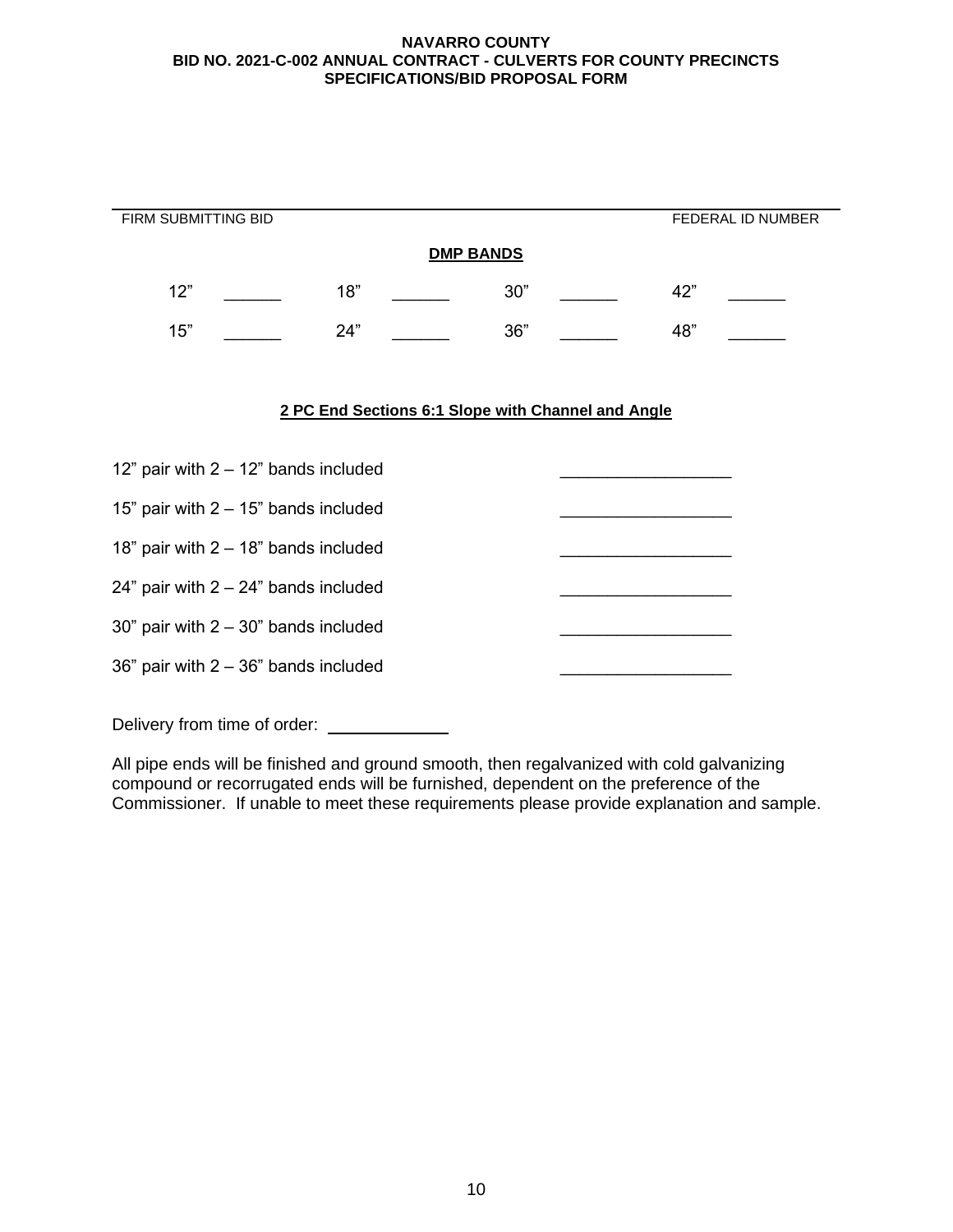**NAVARRO COUNTY**
**BID NO. 2021-C-002 ANNUAL CONTRACT - CULVERTS FOR COUNTY PRECINCTS**
**SPECIFICATIONS/BID PROPOSAL FORM**

_______________________________________________________________________________

FIRM SUBMITTING BID FEDERAL ID NUMBER

**DMP BANDS**

| | | | | | | | |
|---|---|---|---|---|---|---|---|
| 12” | ______ | 18” | ______ | 30” | ______ | 42” | ______ |
| 15” | ______ | 24” | ______ | 36” | ______ | 48” | ______ |

**2 PC End Sections 6:1 Slope with Channel and Angle**

| | |
|---|---|
| 12” pair with 2 – 12” bands included | __________________ |
| 15” pair with 2 – 15” bands included | __________________ |
| 18” pair with 2 – 18” bands included | __________________ |
| 24” pair with 2 – 24” bands included | __________________ |
| 30” pair with 2 – 30” bands included | __________________ |
| 36” pair with 2 – 36” bands included | __________________ |

Delivery from time of order: ____________

All pipe ends will be finished and ground smooth, then regalvanized with cold galvanizing compound or recorrugated ends will be furnished, dependent on the preference of the Commissioner. If unable to meet these requirements please provide explanation and sample.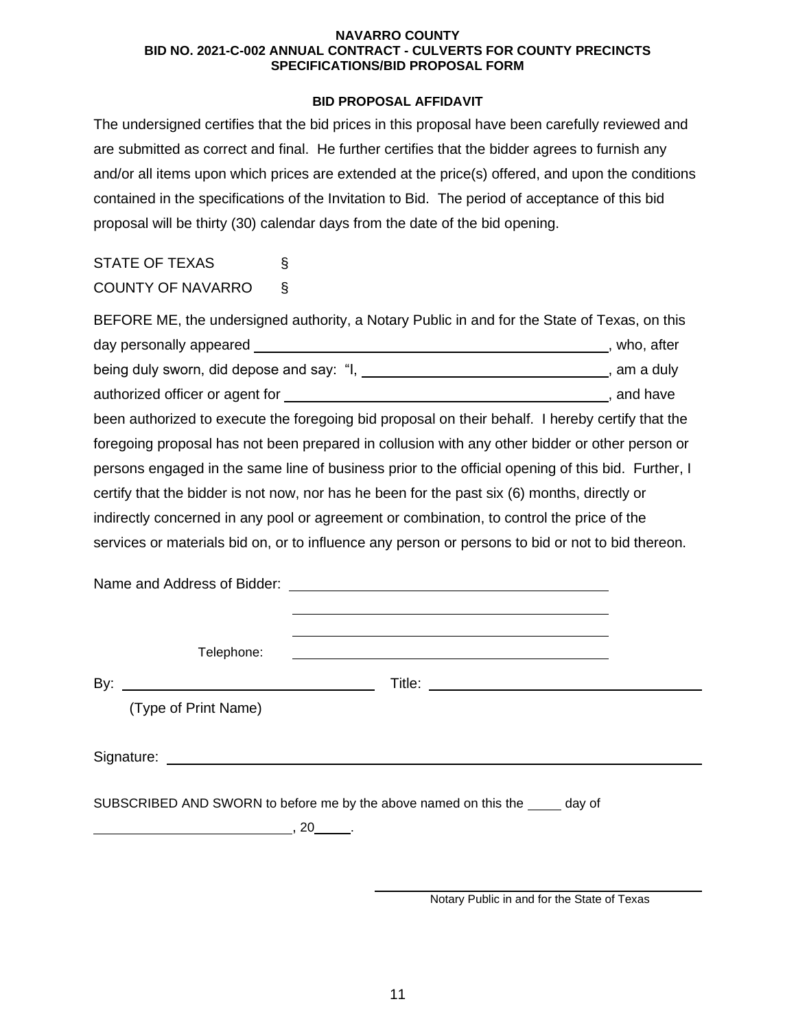**NAVARRO COUNTY**
**BID NO. 2021-C-002 ANNUAL CONTRACT - CULVERTS FOR COUNTY PRECINCTS**
**SPECIFICATIONS/BID PROPOSAL FORM**

## BID PROPOSAL AFFIDAVIT

The undersigned certifies that the bid prices in this proposal have been carefully reviewed and are submitted as correct and final. He further certifies that the bidder agrees to furnish any and/or all items upon which prices are extended at the price(s) offered, and upon the conditions contained in the specifications of the Invitation to Bid. The period of acceptance of this bid proposal will be thirty (30) calendar days from the date of the bid opening.

STATE OF TEXAS §
COUNTY OF NAVARRO §

BEFORE ME, the undersigned authority, a Notary Public in and for the State of Texas, on this day personally appeared ______________________________, who, after being duly sworn, did depose and say: "I, ______________________________, am a duly authorized officer or agent for ______________________________, and have been authorized to execute the foregoing bid proposal on their behalf. I hereby certify that the foregoing proposal has not been prepared in collusion with any other bidder or other person or persons engaged in the same line of business prior to the official opening of this bid. Further, I certify that the bidder is not now, nor has he been for the past six (6) months, directly or indirectly concerned in any pool or agreement or combination, to control the price of the services or materials bid on, or to influence any person or persons to bid or not to bid thereon.

Name and Address of Bidder: ______________________________

______________________________

______________________________

Telephone: ______________________________

By: ______________________________ Title: ______________________________
(Type of Print Name)

Signature: ______________________________

SUBSCRIBED AND SWORN to before me by the above named on this the _____ day of ______________________, 20_____.

______________________________
Notary Public in and for the State of Texas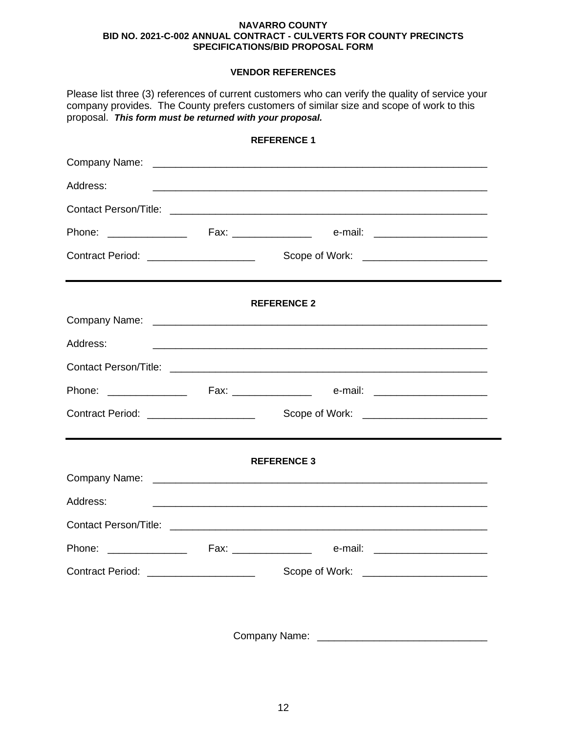**NAVARRO COUNTY**
**BID NO. 2021-C-002 ANNUAL CONTRACT - CULVERTS FOR COUNTY PRECINCTS**
**SPECIFICATIONS/BID PROPOSAL FORM**

## VENDOR REFERENCES

Please list three (3) references of current customers who can verify the quality of service your company provides. The County prefers customers of similar size and scope of work to this proposal. ***This form must be returned with your proposal.***

### REFERENCE 1

Company Name: ____________________________________________________________

Address: ____________________________________________________________

Contact Person/Title: ____________________________________________________________

Phone: ______________ Fax: ______________ e-mail: ____________________

Contract Period: ___________________ Scope of Work: _____________________

---

### REFERENCE 2

Company Name: ____________________________________________________________

Address: ____________________________________________________________

Contact Person/Title: ____________________________________________________________

Phone: ______________ Fax: ______________ e-mail: ____________________

Contract Period: ___________________ Scope of Work: _____________________

---

### REFERENCE 3

Company Name: ____________________________________________________________

Address: ____________________________________________________________

Contact Person/Title: ____________________________________________________________

Phone: ______________ Fax: ______________ e-mail: ____________________

Contract Period: ___________________ Scope of Work: _____________________

Company Name: _____________________________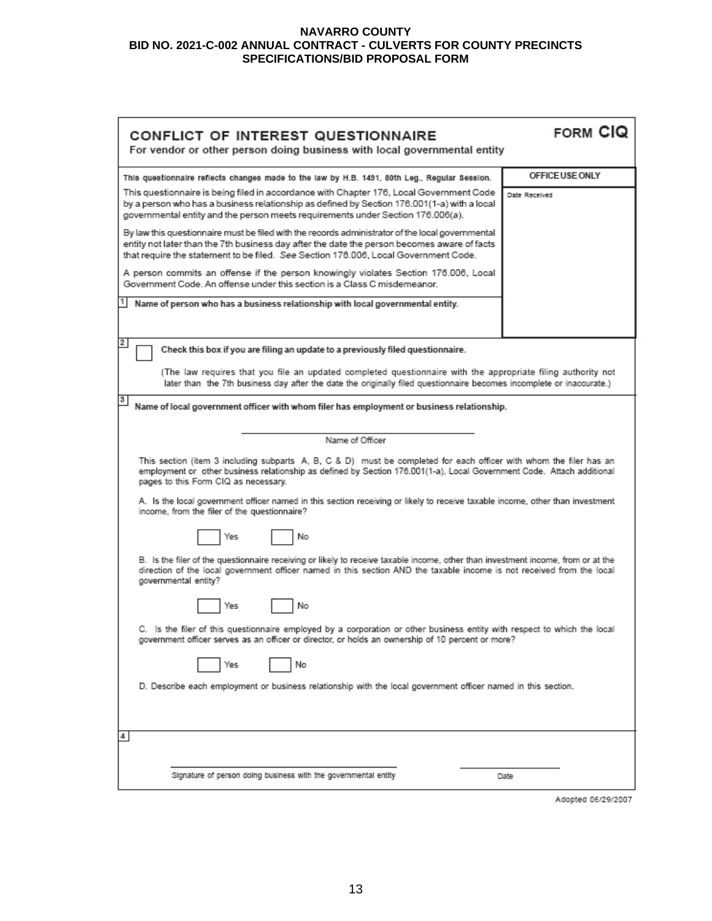**NAVARRO COUNTY**
**BID NO. 2021-C-002 ANNUAL CONTRACT - CULVERTS FOR COUNTY PRECINCTS**
**SPECIFICATIONS/BID PROPOSAL FORM**

## CONFLICT OF INTEREST QUESTIONNAIRE — FORM CIQ

For vendor or other person doing business with local governmental entity

| | OFFICE USE ONLY |
|---|---|
| This questionnaire reflects changes made to the law by H.B. 1491, 80th Leg., Regular Session. | Date Received |

This questionnaire is being filed in accordance with Chapter 176, Local Government Code by a person who has a business relationship as defined by Section 176.001(1-a) with a local governmental entity and the person meets requirements under Section 176.006(a).

By law this questionnaire must be filed with the records administrator of the local governmental entity not later than the 7th business day after the date the person becomes aware of facts that require the statement to be filed. *See* Section 176.006, Local Government Code.

A person commits an offense if the person knowingly violates Section 176.006, Local Government Code. An offense under this section is a Class C misdemeanor.

**1** **Name of person who has a business relationship with local governmental entity.**

**2** ☐ **Check this box if you are filing an update to a previously filed questionnaire.**

(The law requires that you file an updated completed questionnaire with the appropriate filing authority not later than the 7th business day after the date the originally filed questionnaire becomes incomplete or inaccurate.)

**3** **Name of local government officer with whom filer has employment or business relationship.**

______________________________
Name of Officer

This section (item 3 including subparts A, B, C & D) must be completed for each officer with whom the filer has an employment or other business relationship as defined by Section 176.001(1-a), Local Government Code. Attach additional pages to this Form CIQ as necessary.

A. Is the local government officer named in this section receiving or likely to receive taxable income, other than investment income, from the filer of the questionnaire?

☐ Yes ☐ No

B. Is the filer of the questionnaire receiving or likely to receive taxable income, other than investment income, from or at the direction of the local government officer named in this section AND the taxable income is not received from the local governmental entity?

☐ Yes ☐ No

C. Is the filer of this questionnaire employed by a corporation or other business entity with respect to which the local government officer serves as an officer or director, or holds an ownership of 10 percent or more?

☐ Yes ☐ No

D. Describe each employment or business relationship with the local government officer named in this section.

**4**

______________________________ ______________
Signature of person doing business with the governmental entity Date

Adopted 06/29/2007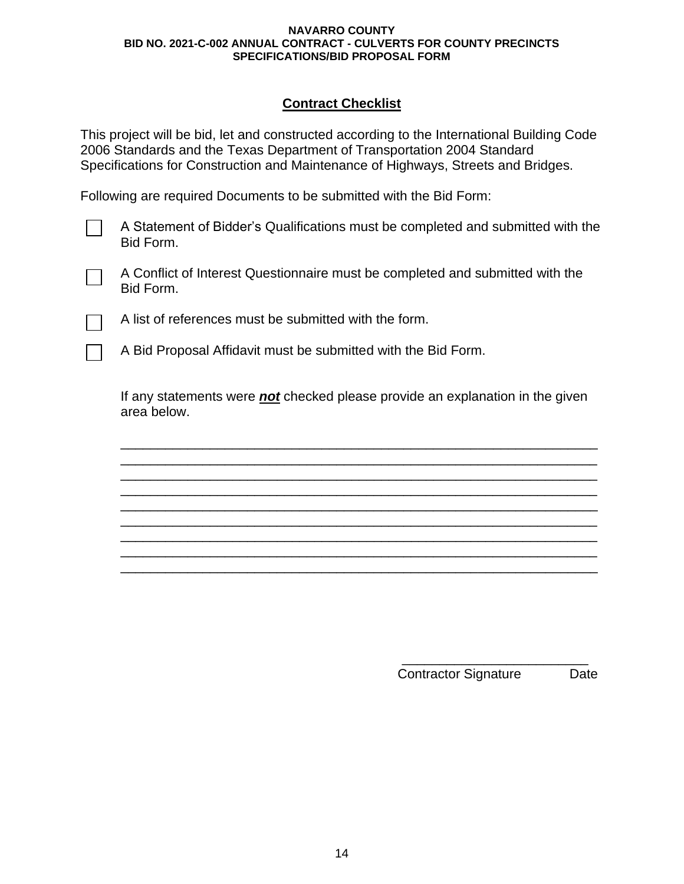## Contract Checklist

This project will be bid, let and constructed according to the International Building Code 2006 Standards and the Texas Department of Transportation 2004 Standard Specifications for Construction and Maintenance of Highways, Streets and Bridges.

Following are required Documents to be submitted with the Bid Form:

- ☐ A Statement of Bidder's Qualifications must be completed and submitted with the Bid Form.
- ☐ A Conflict of Interest Questionnaire must be completed and submitted with the Bid Form.
- ☐ A list of references must be submitted with the form.
- ☐ A Bid Proposal Affidavit must be submitted with the Bid Form.

If any statements were ***not*** checked please provide an explanation in the given area below.

_________________________________________________________________
_________________________________________________________________
_________________________________________________________________
_________________________________________________________________
_________________________________________________________________
_________________________________________________________________
_________________________________________________________________
_________________________________________________________________
_________________________________________________________________

_________________________

Contractor Signature Date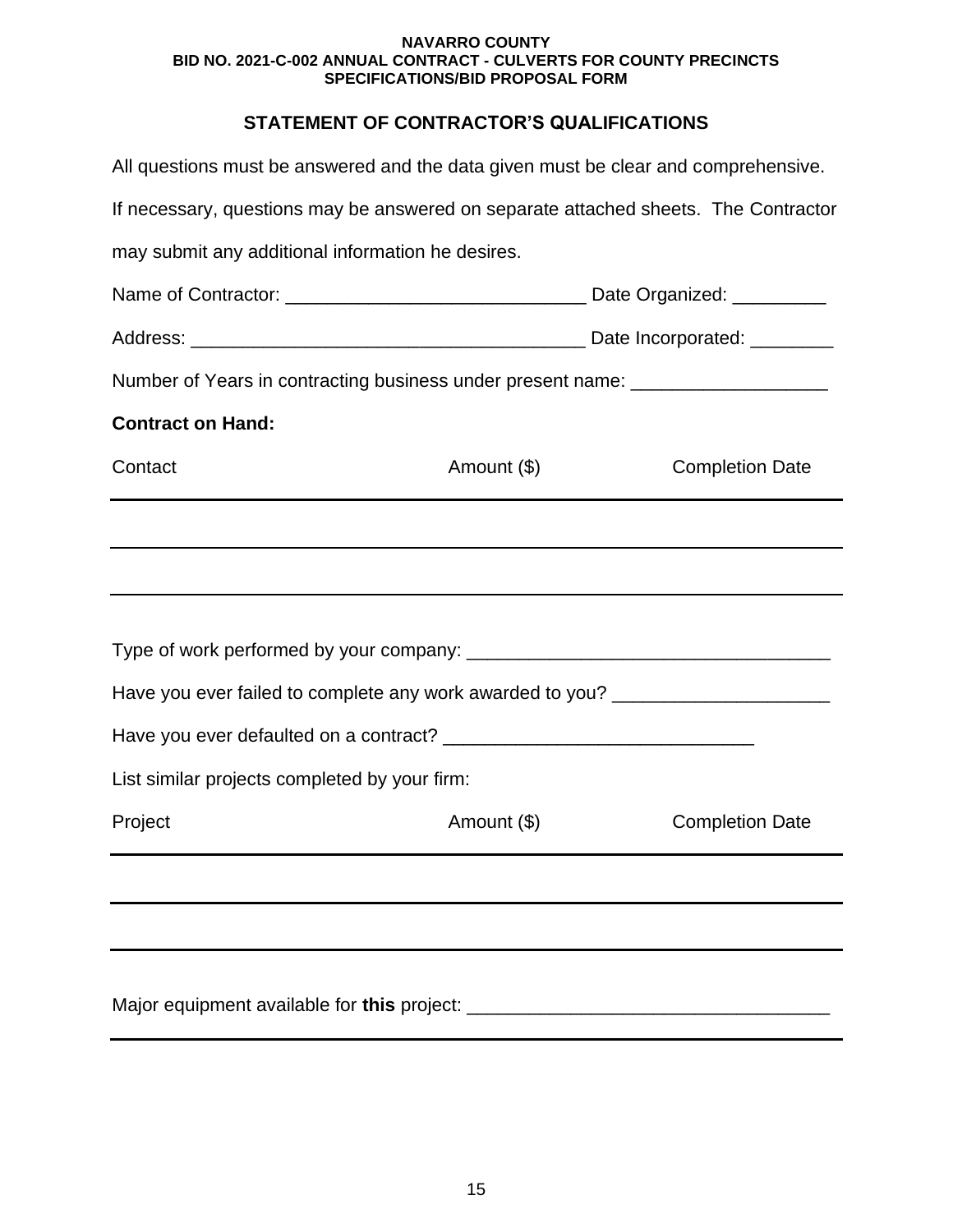**NAVARRO COUNTY**
**BID NO. 2021-C-002 ANNUAL CONTRACT - CULVERTS FOR COUNTY PRECINCTS**
**SPECIFICATIONS/BID PROPOSAL FORM**

## STATEMENT OF CONTRACTOR'S QUALIFICATIONS

All questions must be answered and the data given must be clear and comprehensive. If necessary, questions may be answered on separate attached sheets. The Contractor may submit any additional information he desires.

Name of Contractor: ______________________________ Date Organized: _________

Address: _______________________________________ Date Incorporated: ________

Number of Years in contracting business under present name: ___________________

**Contract on Hand:**

| Contact | Amount ($) | Completion Date |
|---|---|---|
| | | |
| | | |
| | | |

Type of work performed by your company: ___________________________________

Have you ever failed to complete any work awarded to you? _____________________

Have you ever defaulted on a contract? ______________________________

List similar projects completed by your firm:

| Project | Amount ($) | Completion Date |
|---|---|---|
| | | |
| | | |
| | | |

Major equipment available for **this** project: ___________________________________

_______________________________________________________________________________